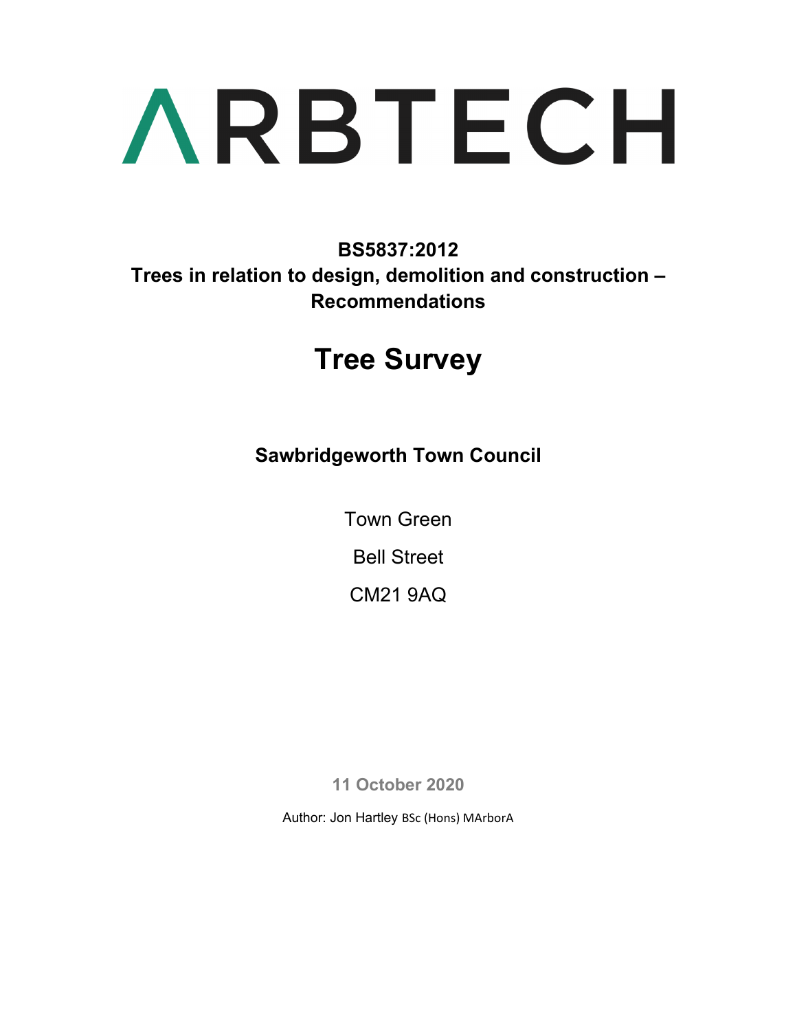# ARBTECH

**BS5837:2012**
**Trees in relation to design, demolition and construction – Recommendations**

# Tree Survey

**Sawbridgeworth Town Council**

Town Green

Bell Street

CM21 9AQ

**11 October 2020**

Author: Jon Hartley BSc (Hons) MArborA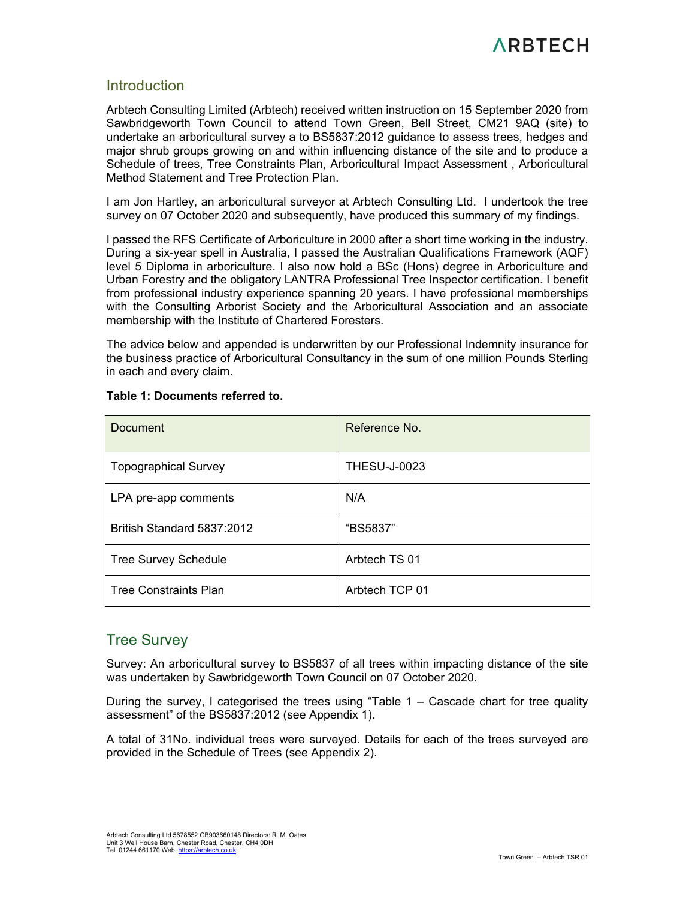## Introduction

Arbtech Consulting Limited (Arbtech) received written instruction on 15 September 2020 from Sawbridgeworth Town Council to attend Town Green, Bell Street, CM21 9AQ (site) to undertake an arboricultural survey a to BS5837:2012 guidance to assess trees, hedges and major shrub groups growing on and within influencing distance of the site and to produce a Schedule of trees, Tree Constraints Plan, Arboricultural Impact Assessment , Arboricultural Method Statement and Tree Protection Plan.

I am Jon Hartley, an arboricultural surveyor at Arbtech Consulting Ltd. I undertook the tree survey on 07 October 2020 and subsequently, have produced this summary of my findings.

I passed the RFS Certificate of Arboriculture in 2000 after a short time working in the industry. During a six-year spell in Australia, I passed the Australian Qualifications Framework (AQF) level 5 Diploma in arboriculture. I also now hold a BSc (Hons) degree in Arboriculture and Urban Forestry and the obligatory LANTRA Professional Tree Inspector certification. I benefit from professional industry experience spanning 20 years. I have professional memberships with the Consulting Arborist Society and the Arboricultural Association and an associate membership with the Institute of Chartered Foresters.

The advice below and appended is underwritten by our Professional Indemnity insurance for the business practice of Arboricultural Consultancy in the sum of one million Pounds Sterling in each and every claim.

**Table 1: Documents referred to.**

| Document | Reference No. |
|---|---|
| Topographical Survey | THESU-J-0023 |
| LPA pre-app comments | N/A |
| British Standard 5837:2012 | "BS5837" |
| Tree Survey Schedule | Arbtech TS 01 |
| Tree Constraints Plan | Arbtech TCP 01 |

## Tree Survey

Survey: An arboricultural survey to BS5837 of all trees within impacting distance of the site was undertaken by Sawbridgeworth Town Council on 07 October 2020.

During the survey, I categorised the trees using "Table 1 – Cascade chart for tree quality assessment" of the BS5837:2012 (see Appendix 1).

A total of 31No. individual trees were surveyed. Details for each of the trees surveyed are provided in the Schedule of Trees (see Appendix 2).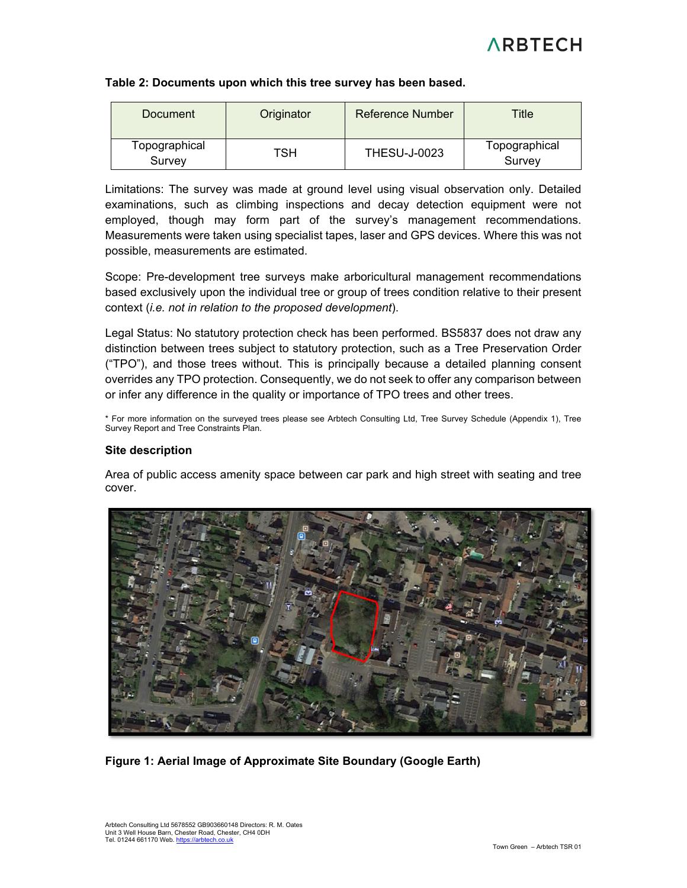**Table 2: Documents upon which this tree survey has been based.**

| Document | Originator | Reference Number | Title |
|---|---|---|---|
| Topographical Survey | TSH | THESU-J-0023 | Topographical Survey |

Limitations: The survey was made at ground level using visual observation only. Detailed examinations, such as climbing inspections and decay detection equipment were not employed, though may form part of the survey's management recommendations. Measurements were taken using specialist tapes, laser and GPS devices. Where this was not possible, measurements are estimated.

Scope: Pre-development tree surveys make arboricultural management recommendations based exclusively upon the individual tree or group of trees condition relative to their present context (*i.e. not in relation to the proposed development*).

Legal Status: No statutory protection check has been performed. BS5837 does not draw any distinction between trees subject to statutory protection, such as a Tree Preservation Order ("TPO"), and those trees without. This is principally because a detailed planning consent overrides any TPO protection. Consequently, we do not seek to offer any comparison between or infer any difference in the quality or importance of TPO trees and other trees.

* For more information on the surveyed trees please see Arbtech Consulting Ltd, Tree Survey Schedule (Appendix 1), Tree Survey Report and Tree Constraints Plan.

### Site description

Area of public access amenity space between car park and high street with seating and tree cover.

**Figure 1: Aerial Image of Approximate Site Boundary (Google Earth)**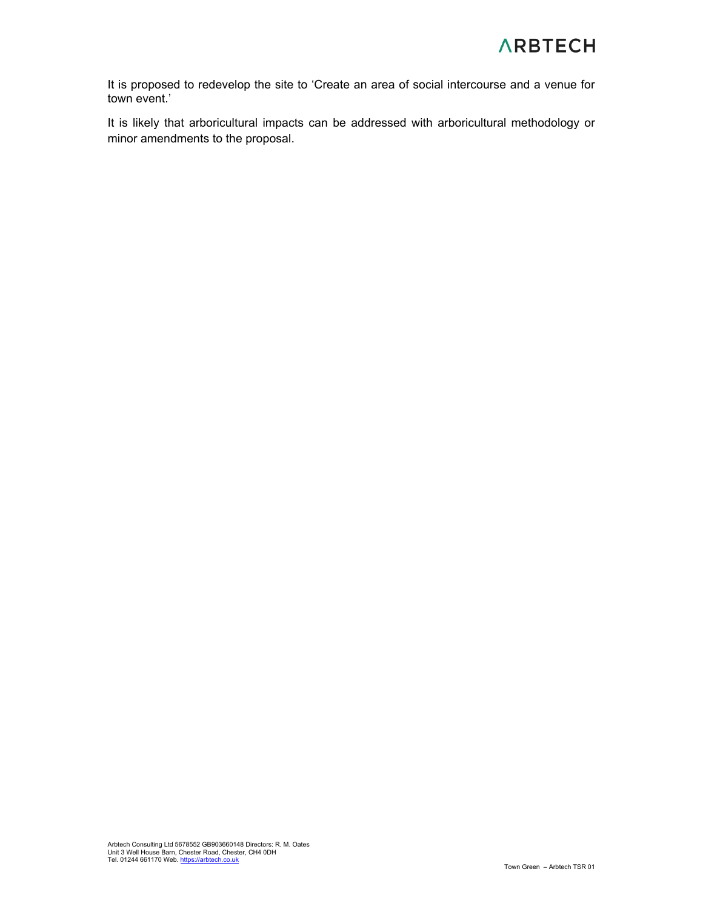It is proposed to redevelop the site to 'Create an area of social intercourse and a venue for town event.'

It is likely that arboricultural impacts can be addressed with arboricultural methodology or minor amendments to the proposal.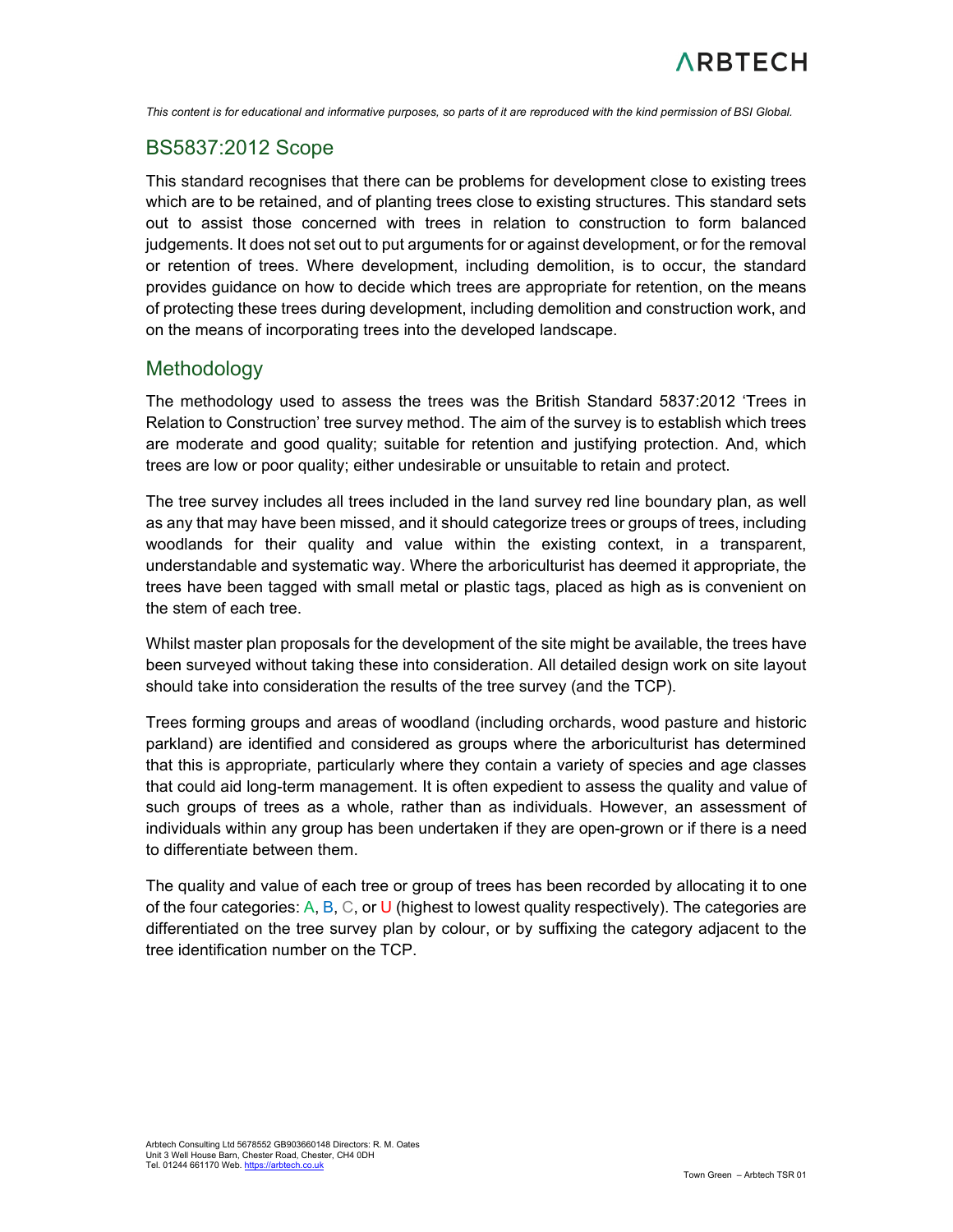*This content is for educational and informative purposes, so parts of it are reproduced with the kind permission of BSI Global.*

## BS5837:2012 Scope

This standard recognises that there can be problems for development close to existing trees which are to be retained, and of planting trees close to existing structures. This standard sets out to assist those concerned with trees in relation to construction to form balanced judgements. It does not set out to put arguments for or against development, or for the removal or retention of trees. Where development, including demolition, is to occur, the standard provides guidance on how to decide which trees are appropriate for retention, on the means of protecting these trees during development, including demolition and construction work, and on the means of incorporating trees into the developed landscape.

## Methodology

The methodology used to assess the trees was the British Standard 5837:2012 'Trees in Relation to Construction' tree survey method. The aim of the survey is to establish which trees are moderate and good quality; suitable for retention and justifying protection. And, which trees are low or poor quality; either undesirable or unsuitable to retain and protect.

The tree survey includes all trees included in the land survey red line boundary plan, as well as any that may have been missed, and it should categorize trees or groups of trees, including woodlands for their quality and value within the existing context, in a transparent, understandable and systematic way. Where the arboriculturist has deemed it appropriate, the trees have been tagged with small metal or plastic tags, placed as high as is convenient on the stem of each tree.

Whilst master plan proposals for the development of the site might be available, the trees have been surveyed without taking these into consideration. All detailed design work on site layout should take into consideration the results of the tree survey (and the TCP).

Trees forming groups and areas of woodland (including orchards, wood pasture and historic parkland) are identified and considered as groups where the arboriculturist has determined that this is appropriate, particularly where they contain a variety of species and age classes that could aid long-term management. It is often expedient to assess the quality and value of such groups of trees as a whole, rather than as individuals. However, an assessment of individuals within any group has been undertaken if they are open-grown or if there is a need to differentiate between them.

The quality and value of each tree or group of trees has been recorded by allocating it to one of the four categories: A, B, C, or U (highest to lowest quality respectively). The categories are differentiated on the tree survey plan by colour, or by suffixing the category adjacent to the tree identification number on the TCP.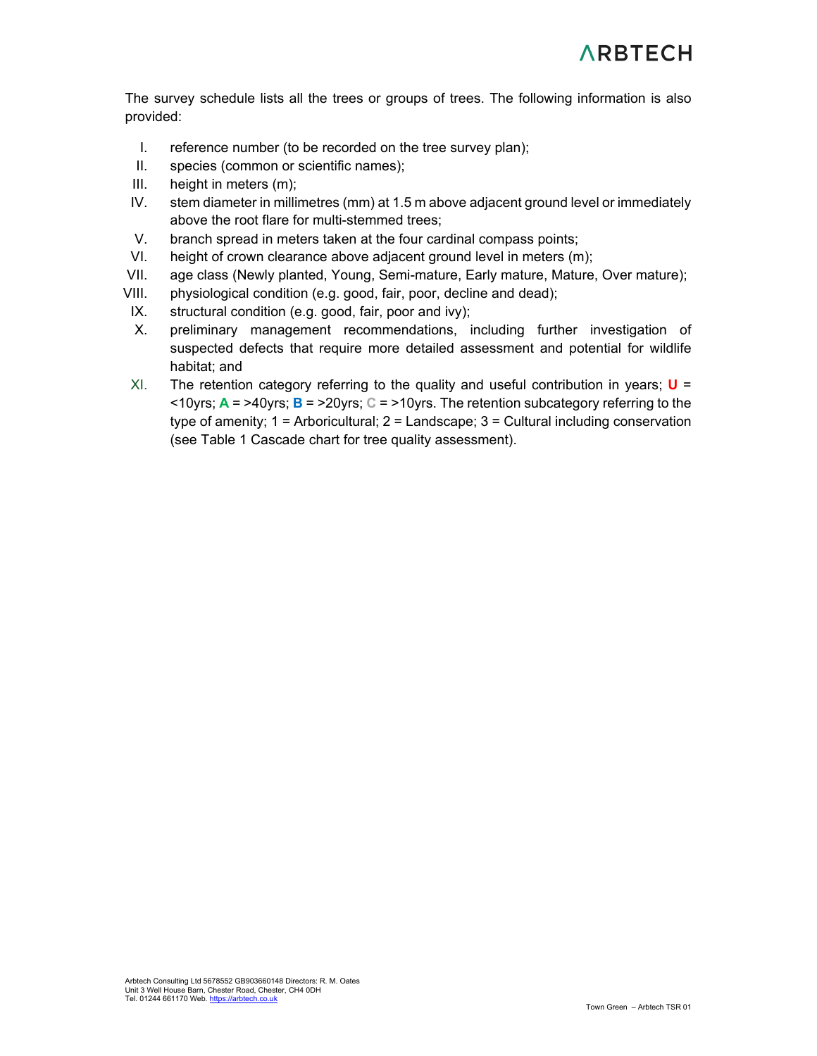The survey schedule lists all the trees or groups of trees. The following information is also provided:

I. reference number (to be recorded on the tree survey plan);
II. species (common or scientific names);
III. height in meters (m);
IV. stem diameter in millimetres (mm) at 1.5 m above adjacent ground level or immediately above the root flare for multi-stemmed trees;
V. branch spread in meters taken at the four cardinal compass points;
VI. height of crown clearance above adjacent ground level in meters (m);
VII. age class (Newly planted, Young, Semi-mature, Early mature, Mature, Over mature);
VIII. physiological condition (e.g. good, fair, poor, decline and dead);
IX. structural condition (e.g. good, fair, poor and ivy);
X. preliminary management recommendations, including further investigation of suspected defects that require more detailed assessment and potential for wildlife habitat; and
XI. The retention category referring to the quality and useful contribution in years; **U** = <10yrs; **A** = >40yrs; **B** = >20yrs; C = >10yrs. The retention subcategory referring to the type of amenity; 1 = Arboricultural; 2 = Landscape; 3 = Cultural including conservation (see Table 1 Cascade chart for tree quality assessment).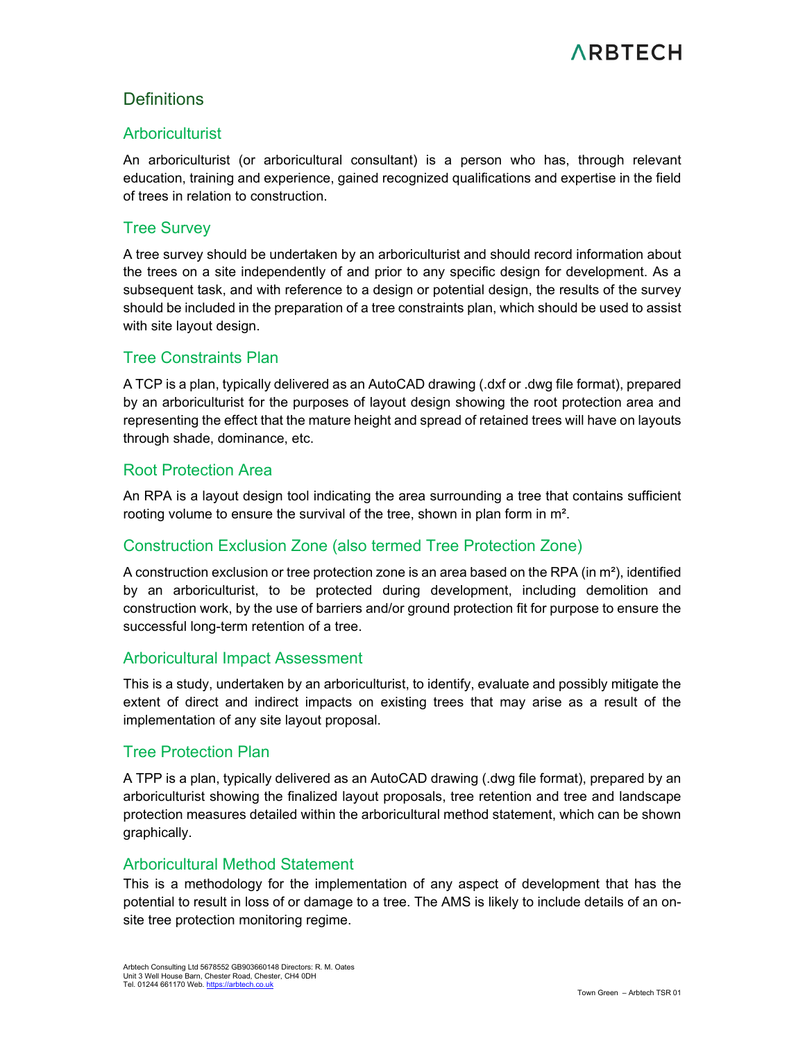# Definitions

## Arboriculturist

An arboriculturist (or arboricultural consultant) is a person who has, through relevant education, training and experience, gained recognized qualifications and expertise in the field of trees in relation to construction.

## Tree Survey

A tree survey should be undertaken by an arboriculturist and should record information about the trees on a site independently of and prior to any specific design for development. As a subsequent task, and with reference to a design or potential design, the results of the survey should be included in the preparation of a tree constraints plan, which should be used to assist with site layout design.

## Tree Constraints Plan

A TCP is a plan, typically delivered as an AutoCAD drawing (.dxf or .dwg file format), prepared by an arboriculturist for the purposes of layout design showing the root protection area and representing the effect that the mature height and spread of retained trees will have on layouts through shade, dominance, etc.

## Root Protection Area

An RPA is a layout design tool indicating the area surrounding a tree that contains sufficient rooting volume to ensure the survival of the tree, shown in plan form in m².

## Construction Exclusion Zone (also termed Tree Protection Zone)

A construction exclusion or tree protection zone is an area based on the RPA (in m²), identified by an arboriculturist, to be protected during development, including demolition and construction work, by the use of barriers and/or ground protection fit for purpose to ensure the successful long-term retention of a tree.

## Arboricultural Impact Assessment

This is a study, undertaken by an arboriculturist, to identify, evaluate and possibly mitigate the extent of direct and indirect impacts on existing trees that may arise as a result of the implementation of any site layout proposal.

## Tree Protection Plan

A TPP is a plan, typically delivered as an AutoCAD drawing (.dwg file format), prepared by an arboriculturist showing the finalized layout proposals, tree retention and tree and landscape protection measures detailed within the arboricultural method statement, which can be shown graphically.

## Arboricultural Method Statement

This is a methodology for the implementation of any aspect of development that has the potential to result in loss of or damage to a tree. The AMS is likely to include details of an on-site tree protection monitoring regime.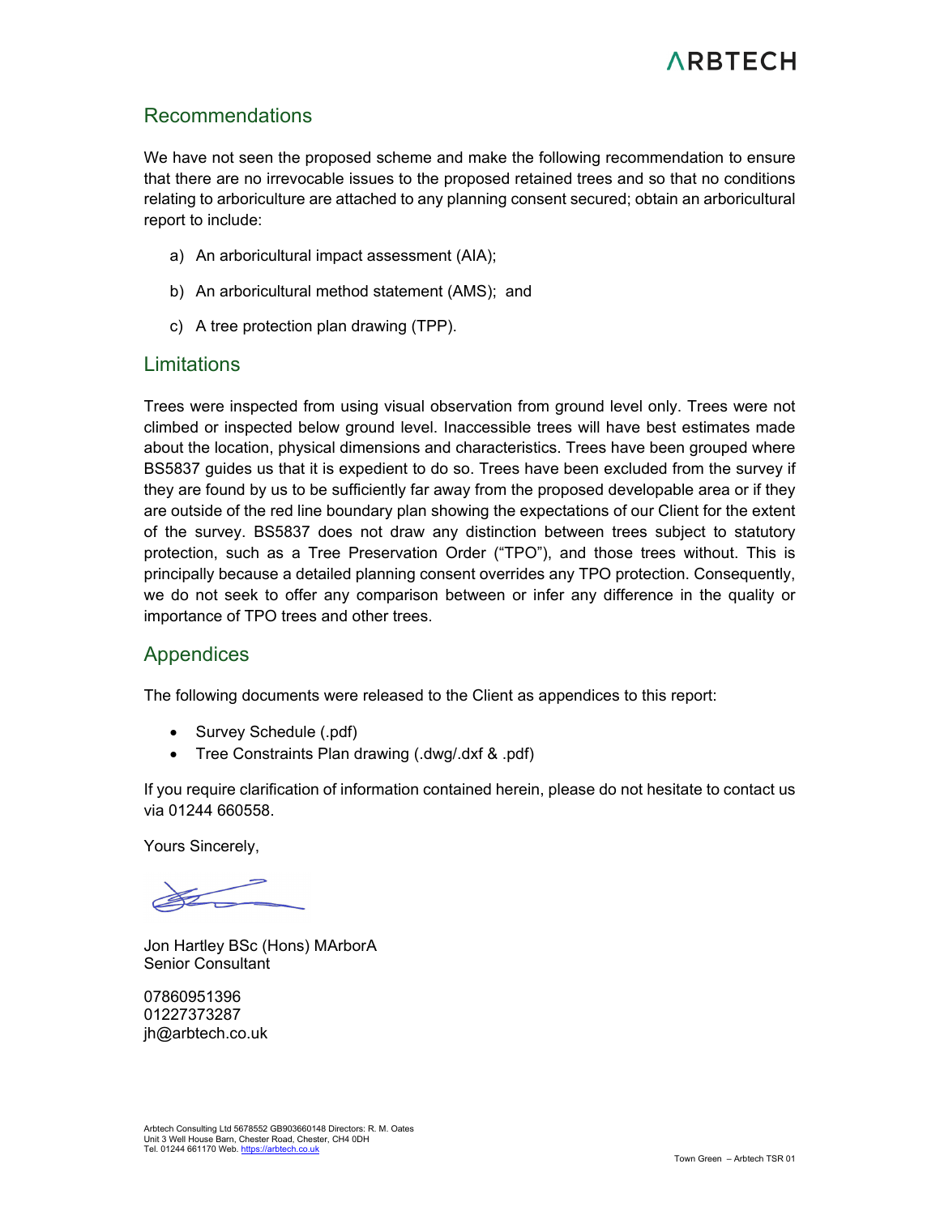## Recommendations

We have not seen the proposed scheme and make the following recommendation to ensure that there are no irrevocable issues to the proposed retained trees and so that no conditions relating to arboriculture are attached to any planning consent secured; obtain an arboricultural report to include:

a) An arboricultural impact assessment (AIA);

b) An arboricultural method statement (AMS); and

c) A tree protection plan drawing (TPP).

## Limitations

Trees were inspected from using visual observation from ground level only. Trees were not climbed or inspected below ground level. Inaccessible trees will have best estimates made about the location, physical dimensions and characteristics. Trees have been grouped where BS5837 guides us that it is expedient to do so. Trees have been excluded from the survey if they are found by us to be sufficiently far away from the proposed developable area or if they are outside of the red line boundary plan showing the expectations of our Client for the extent of the survey. BS5837 does not draw any distinction between trees subject to statutory protection, such as a Tree Preservation Order ("TPO"), and those trees without. This is principally because a detailed planning consent overrides any TPO protection. Consequently, we do not seek to offer any comparison between or infer any difference in the quality or importance of TPO trees and other trees.

## Appendices

The following documents were released to the Client as appendices to this report:

- Survey Schedule (.pdf)
- Tree Constraints Plan drawing (.dwg/.dxf & .pdf)

If you require clarification of information contained herein, please do not hesitate to contact us via 01244 660558.

Yours Sincerely,

Jon Hartley BSc (Hons) MArborA
Senior Consultant

07860951396
01227373287
jh@arbtech.co.uk

Arbtech Consulting Ltd 5678552 GB903660148 Directors: R. M. Oates
Unit 3 Well House Barn, Chester Road, Chester, CH4 0DH
Tel. 01244 661170 Web. https://arbtech.co.uk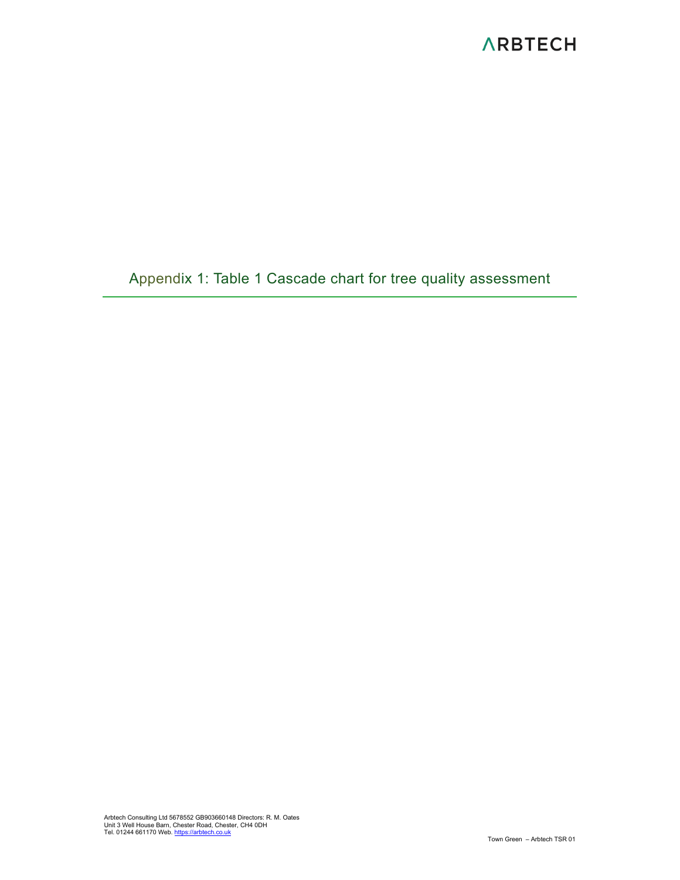# Appendix 1: Table 1 Cascade chart for tree quality assessment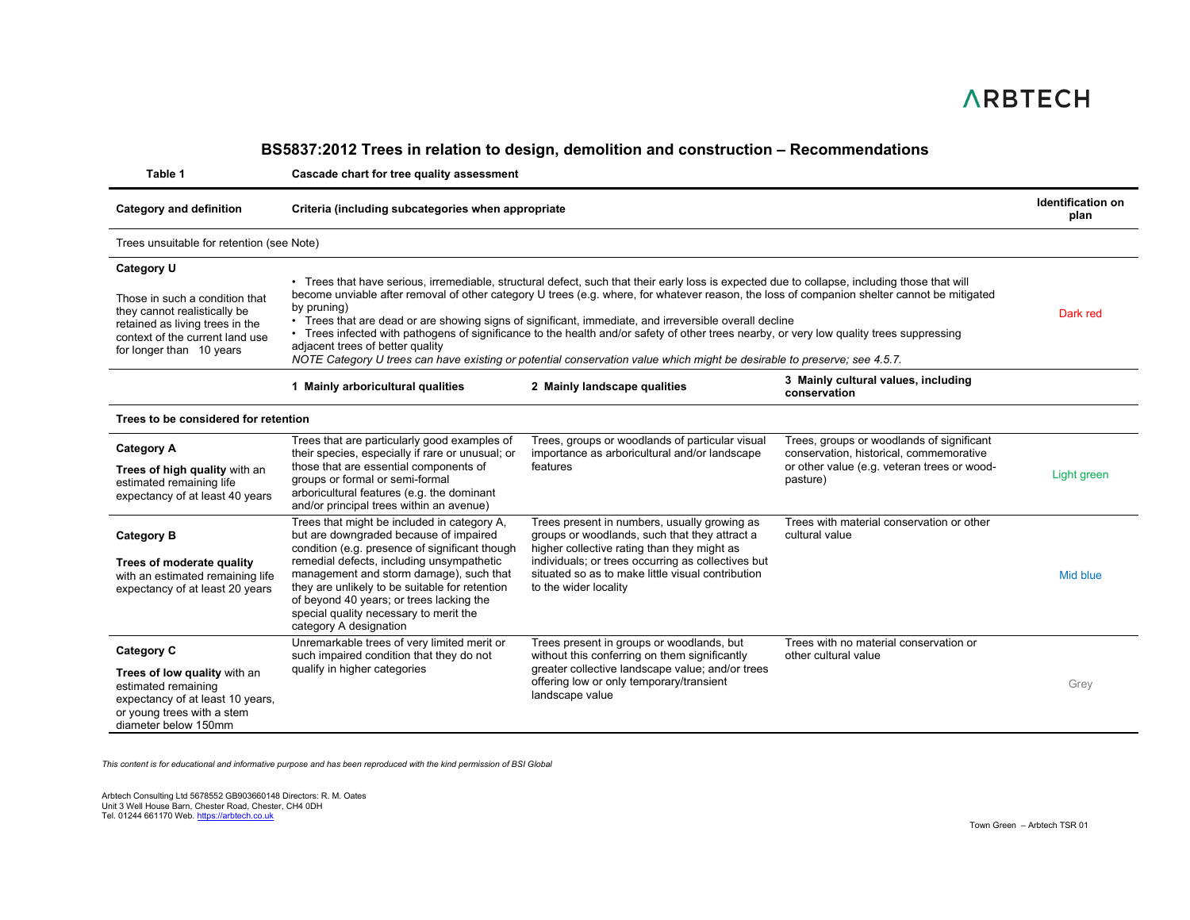# BS5837:2012 Trees in relation to design, demolition and construction – Recommendations

**Table 1** **Cascade chart for tree quality assessment**

| Category and definition | Criteria (including subcategories when appropriate | | | Identification on plan |
|---|---|---|---|---|
| Trees unsuitable for retention (see Note) | | | | |
| **Category U**<br><br>Those in such a condition that they cannot realistically be retained as living trees in the context of the current land use for longer than 10 years | • Trees that have serious, irremediable, structural defect, such that their early loss is expected due to collapse, including those that will become unviable after removal of other category U trees (e.g. where, for whatever reason, the loss of companion shelter cannot be mitigated by pruning)<br>• Trees that are dead or are showing signs of significant, immediate, and irreversible overall decline<br>• Trees infected with pathogens of significance to the health and/or safety of other trees nearby, or very low quality trees suppressing adjacent trees of better quality<br>*NOTE Category U trees can have existing or potential conservation value which might be desirable to preserve; see 4.5.7.* | | | Dark red |
| | **1 Mainly arboricultural qualities** | **2 Mainly landscape qualities** | **3 Mainly cultural values, including conservation** | |
| **Trees to be considered for retention** | | | | |
| **Category A**<br><br>**Trees of high quality** with an estimated remaining life expectancy of at least 40 years | Trees that are particularly good examples of their species, especially if rare or unusual; or those that are essential components of groups or formal or semi-formal arboricultural features (e.g. the dominant and/or principal trees within an avenue) | Trees, groups or woodlands of particular visual importance as arboricultural and/or landscape features | Trees, groups or woodlands of significant conservation, historical, commemorative or other value (e.g. veteran trees or wood-pasture) | Light green |
| **Category B**<br><br>**Trees of moderate quality** with an estimated remaining life expectancy of at least 20 years | Trees that might be included in category A, but are downgraded because of impaired condition (e.g. presence of significant though remedial defects, including unsympathetic management and storm damage), such that they are unlikely to be suitable for retention of beyond 40 years; or trees lacking the special quality necessary to merit the category A designation | Trees present in numbers, usually growing as groups or woodlands, such that they attract a higher collective rating than they might as individuals; or trees occurring as collectives but situated so as to make little visual contribution to the wider locality | Trees with material conservation or other cultural value | Mid blue |
| **Category C**<br><br>**Trees of low quality** with an estimated remaining expectancy of at least 10 years, or young trees with a stem diameter below 150mm | Unremarkable trees of very limited merit or such impaired condition that they do not qualify in higher categories | Trees present in groups or woodlands, but without this conferring on them significantly greater collective landscape value; and/or trees offering low or only temporary/transient landscape value | Trees with no material conservation or other cultural value | Grey |

*This content is for educational and informative purpose and has been reproduced with the kind permission of BSI Global*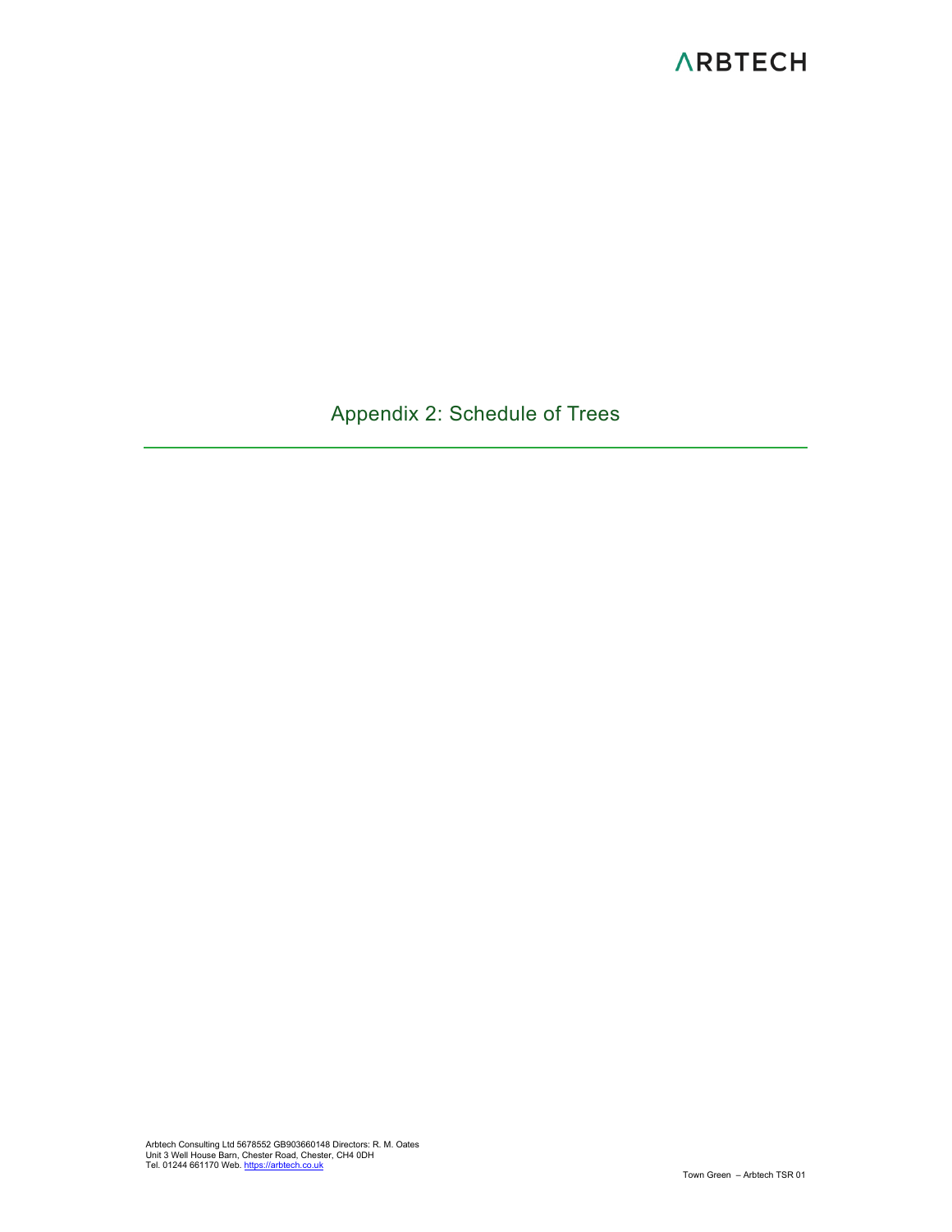## Appendix 2: Schedule of Trees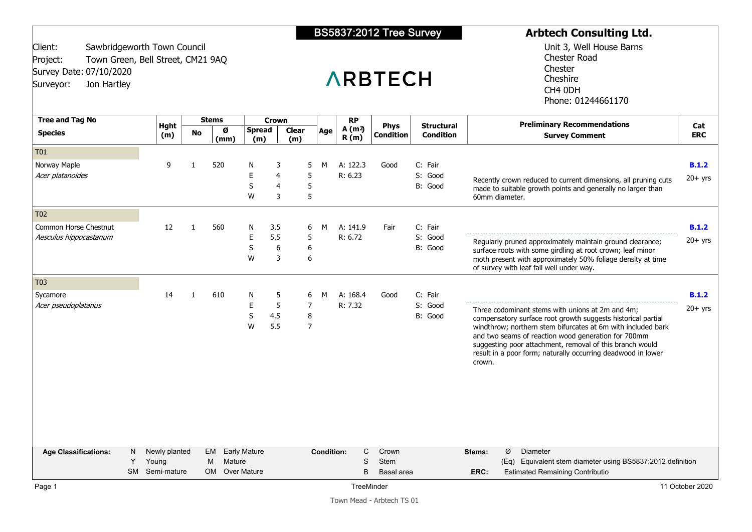# BS5837:2012 Tree Survey

Client: Sawbridgeworth Town Council
Project: Town Green, Bell Street, CM21 9AQ
Survey Date: 07/10/2020
Surveyor: Jon Hartley

ARBTECH

**Arbtech Consulting Ltd.**
Unit 3, Well House Barns
Chester Road
Chester
Cheshire
CH4 0DH
Phone: 01244661170

| Tree and Tag No / Species | Hght (m) | Stems No | Stems Ø (mm) | Crown Spread (m) | | Crown Clear (m) | Age | RP A (m²) R (m) | Phys Condition | Structural Condition | Preliminary Recommendations / Survey Comment | Cat ERC |
|---|---|---|---|---|---|---|---|---|---|---|---|---|
| **T01** | | | | | | | | | | | | |
| Norway Maple *Acer platanoides* | 9 | 1 | 520 | N | 3 | 5 | M | A: 122.3 | Good | C: Fair | | **B.1.2** |
| | | | | E | 4 | 5 | | R: 6.23 | | S: Good | Recently crown reduced to current dimensions, all pruning cuts made to suitable growth points and generally no larger than 60mm diameter. | 20+ yrs |
| | | | | S | 4 | 5 | | | | B: Good | | |
| | | | | W | 3 | 5 | | | | | | |
| **T02** | | | | | | | | | | | | |
| Common Horse Chestnut *Aesculus hippocastanum* | 12 | 1 | 560 | N | 3.5 | 6 | M | A: 141.9 | Fair | C: Fair | | **B.1.2** |
| | | | | E | 5.5 | 5 | | R: 6.72 | | S: Good | Regularly pruned approximately maintain ground clearance; surface roots with some girdling at root crown; leaf minor moth present with approximately 50% foliage density at time of survey with leaf fall well under way. | 20+ yrs |
| | | | | S | 6 | 6 | | | | B: Good | | |
| | | | | W | 3 | 6 | | | | | | |
| **T03** | | | | | | | | | | | | |
| Sycamore *Acer pseudoplatanus* | 14 | 1 | 610 | N | 5 | 6 | M | A: 168.4 | Good | C: Fair | | **B.1.2** |
| | | | | E | 5 | 7 | | R: 7.32 | | S: Good | Three codominant stems with unions at 2m and 4m; compensatory surface root growth suggests historical partial windthrow; northern stem bifurcates at 6m with included bark and two seams of reaction wood generation for 700mm suggesting poor attachment, removal of this branch would result in a poor form; naturally occurring deadwood in lower crown. | 20+ yrs |
| | | | | S | 4.5 | 8 | | | | B: Good | | |
| | | | | W | 5.5 | 7 | | | | | | |

**Age Classifications:** N Newly planted; Y Young; SM Semi-mature; EM Early Mature; M Mature; OM Over Mature

**Condition:** C Crown; S Stem; B Basal area

**Stems:** Ø Diameter; (Eq) Equivalent stem diameter using BS5837:2012 definition

**ERC:** Estimated Remaining Contributio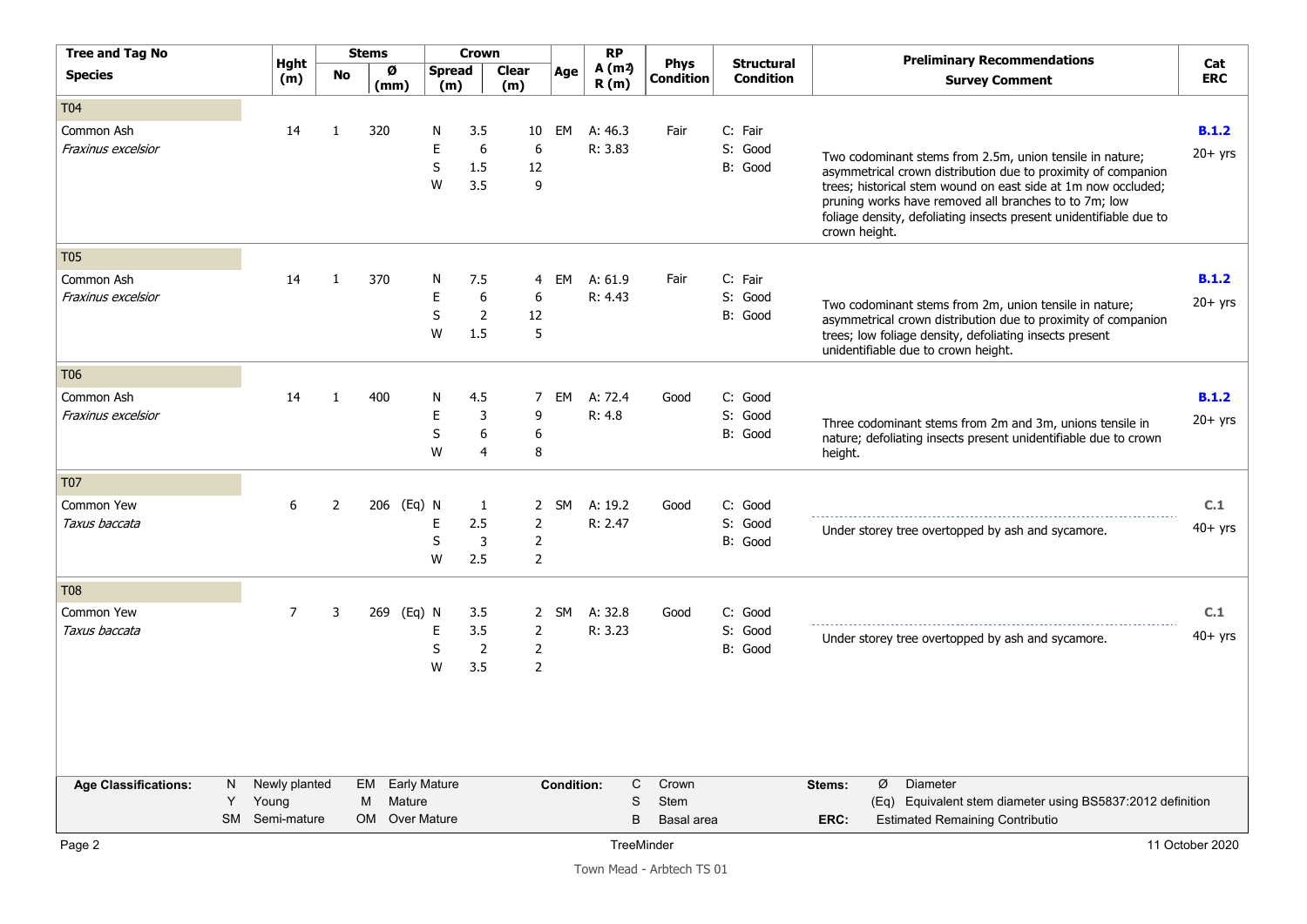| Tree and Tag No / Species | Hght (m) | Stems No | Stems Ø (mm) | Crown Spread (m) | Crown Clear (m) | Age | RP A (m²) R (m) | Phys Condition | Structural Condition | Preliminary Recommendations / Survey Comment | Cat ERC |
|---|---|---|---|---|---|---|---|---|---|---|---|
| **T04** | | | | | | | | | | | |
| Common Ash *Fraxinus excelsior* | 14 | 1 | 320 | N 3.5, E 6, S 1.5, W 3.5 | 10, 6, 12, 9 | EM | A: 46.3 R: 3.83 | Fair | C: Fair S: Good B: Good | Two codominant stems from 2.5m, union tensile in nature; asymmetrical crown distribution due to proximity of companion trees; historical stem wound on east side at 1m now occluded; pruning works have removed all branches to to 7m; low foliage density, defoliating insects present unidentifiable due to crown height. | **B.1.2** 20+ yrs |
| **T05** | | | | | | | | | | | |
| Common Ash *Fraxinus excelsior* | 14 | 1 | 370 | N 7.5, E 6, S 2, W 1.5 | 4, 6, 12, 5 | EM | A: 61.9 R: 4.43 | Fair | C: Fair S: Good B: Good | Two codominant stems from 2m, union tensile in nature; asymmetrical crown distribution due to proximity of companion trees; low foliage density, defoliating insects present unidentifiable due to crown height. | **B.1.2** 20+ yrs |
| **T06** | | | | | | | | | | | |
| Common Ash *Fraxinus excelsior* | 14 | 1 | 400 | N 4.5, E 3, S 6, W 4 | 7, 9, 6, 8 | EM | A: 72.4 R: 4.8 | Good | C: Good S: Good B: Good | Three codominant stems from 2m and 3m, unions tensile in nature; defoliating insects present unidentifiable due to crown height. | **B.1.2** 20+ yrs |
| **T07** | | | | | | | | | | | |
| Common Yew *Taxus baccata* | 6 | 2 | 206 (Eq) | N 1, E 2.5, S 3, W 2.5 | 2, 2, 2, 2 | SM | A: 19.2 R: 2.47 | Good | C: Good S: Good B: Good | Under storey tree overtopped by ash and sycamore. | **C.1** 40+ yrs |
| **T08** | | | | | | | | | | | |
| Common Yew *Taxus baccata* | 7 | 3 | 269 (Eq) | N 3.5, E 3.5, S 2, W 3.5 | 2, 2, 2, 2 | SM | A: 32.8 R: 3.23 | Good | C: Good S: Good B: Good | Under storey tree overtopped by ash and sycamore. | **C.1** 40+ yrs |

**Age Classifications:** N Newly planted; Y Young; SM Semi-mature; EM Early Mature; M Mature; OM Over Mature

**Condition:** C Crown; S Stem; B Basal area

**Stems:** Ø Diameter; (Eq) Equivalent stem diameter using BS5837:2012 definition

**ERC:** Estimated Remaining Contributio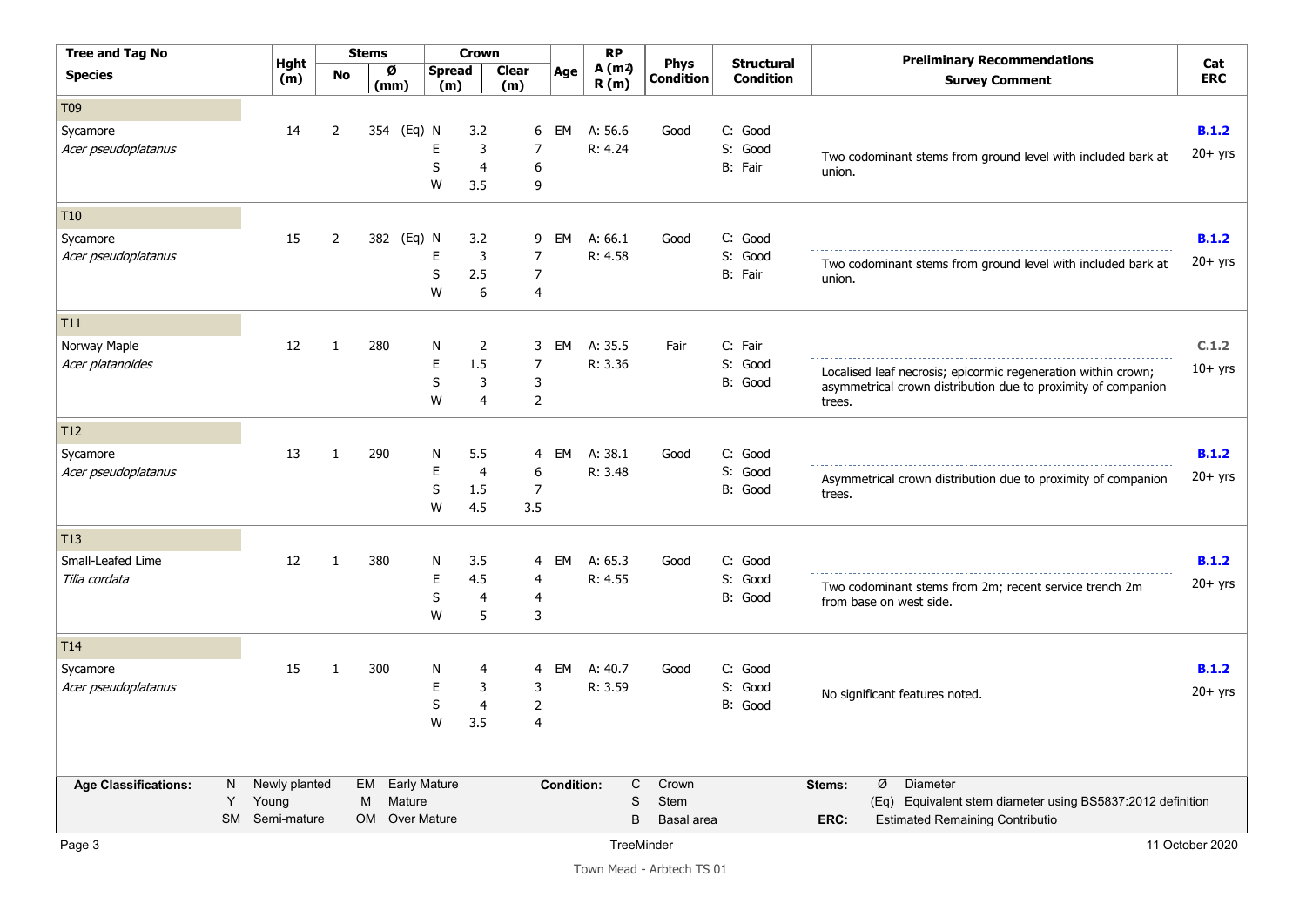| Tree and Tag No / Species | Hght (m) | Stems No | Stems Ø (mm) | Crown Spread (m) | Crown Clear (m) | Age | RP A (m²) R (m) | Phys Condition | Structural Condition | Preliminary Recommendations / Survey Comment | Cat ERC |
|---|---|---|---|---|---|---|---|---|---|---|---|
| **T09** | | | | | | | | | | | |
| Sycamore *Acer pseudoplatanus* | 14 | 2 | 354 (Eq) | N 3.2, E 3, S 4, W 3.5 | 6, 7, 6, 9 | EM | A: 56.6 R: 4.24 | Good | C: Good S: Good B: Fair | Two codominant stems from ground level with included bark at union. | **B.1.2** 20+ yrs |
| **T10** | | | | | | | | | | | |
| Sycamore *Acer pseudoplatanus* | 15 | 2 | 382 (Eq) | N 3.2, E 3, S 2.5, W 6 | 9, 7, 7, 4 | EM | A: 66.1 R: 4.58 | Good | C: Good S: Good B: Fair | Two codominant stems from ground level with included bark at union. | **B.1.2** 20+ yrs |
| **T11** | | | | | | | | | | | |
| Norway Maple *Acer platanoides* | 12 | 1 | 280 | N 2, E 1.5, S 3, W 4 | 3, 7, 3, 2 | EM | A: 35.5 R: 3.36 | Fair | C: Fair S: Good B: Good | Localised leaf necrosis; epicormic regeneration within crown; asymmetrical crown distribution due to proximity of companion trees. | **C.1.2** 10+ yrs |
| **T12** | | | | | | | | | | | |
| Sycamore *Acer pseudoplatanus* | 13 | 1 | 290 | N 5.5, E 4, S 1.5, W 4.5 | 4, 6, 7, 3.5 | EM | A: 38.1 R: 3.48 | Good | C: Good S: Good B: Good | Asymmetrical crown distribution due to proximity of companion trees. | **B.1.2** 20+ yrs |
| **T13** | | | | | | | | | | | |
| Small-Leafed Lime *Tilia cordata* | 12 | 1 | 380 | N 3.5, E 4.5, S 4, W 5 | 4, 4, 4, 3 | EM | A: 65.3 R: 4.55 | Good | C: Good S: Good B: Good | Two codominant stems from 2m; recent service trench 2m from base on west side. | **B.1.2** 20+ yrs |
| **T14** | | | | | | | | | | | |
| Sycamore *Acer pseudoplatanus* | 15 | 1 | 300 | N 4, E 3, S 4, W 3.5 | 4, 3, 2, 4 | EM | A: 40.7 R: 3.59 | Good | C: Good S: Good B: Good | No significant features noted. | **B.1.2** 20+ yrs |

**Age Classifications:** N Newly planted; Y Young; SM Semi-mature; EM Early Mature; M Mature; OM Over Mature

**Condition:** C Crown; S Stem; B Basal area

**Stems:** Ø Diameter; (Eq) Equivalent stem diameter using BS5837:2012 definition

**ERC:** Estimated Remaining Contributio

TreeMinder — 11 October 2020

Town Mead - Arbtech TS 01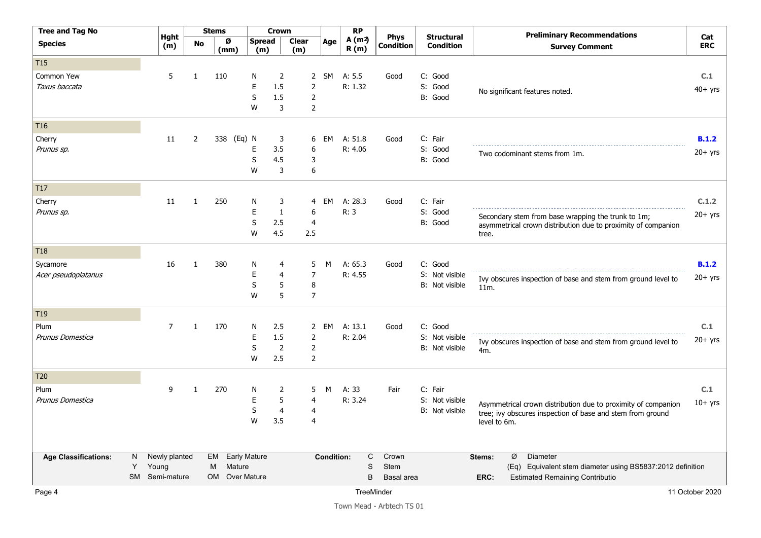| Tree and Tag No / Species | Hght (m) | Stems No | Stems Ø (mm) | Crown Spread (m) | Crown Clear (m) | Age | RP A (m²) R (m) | Phys Condition | Structural Condition | Preliminary Recommendations / Survey Comment | Cat ERC |
|---|---|---|---|---|---|---|---|---|---|---|---|
| **T15** | | | | | | | | | | | |
| Common Yew *Taxus baccata* | 5 | 1 | 110 | N 2, E 1.5, S 1.5, W 3 | 2, 2, 2, 2 | SM | A: 5.5 R: 1.32 | Good | C: Good S: Good B: Good | No significant features noted. | **C.1** 40+ yrs |
| **T16** | | | | | | | | | | | |
| Cherry *Prunus sp.* | 11 | 2 | 338 (Eq) | N 3, E 3.5, S 4.5, W 3 | 6, 6, 3, 6 | EM | A: 51.8 R: 4.06 | Good | C: Fair S: Good B: Good | Two codominant stems from 1m. | **B.1.2** 20+ yrs |
| **T17** | | | | | | | | | | | |
| Cherry *Prunus sp.* | 11 | 1 | 250 | N 3, E 1, S 2.5, W 4.5 | 4, 6, 4, 2.5 | EM | A: 28.3 R: 3 | Good | C: Fair S: Good B: Good | Secondary stem from base wrapping the trunk to 1m; asymmetrical crown distribution due to proximity of companion tree. | **C.1.2** 20+ yrs |
| **T18** | | | | | | | | | | | |
| Sycamore *Acer pseudoplatanus* | 16 | 1 | 380 | N 4, E 4, S 5, W 5 | 5, 7, 8, 7 | M | A: 65.3 R: 4.55 | Good | C: Good S: Not visible B: Not visible | Ivy obscures inspection of base and stem from ground level to 11m. | **B.1.2** 20+ yrs |
| **T19** | | | | | | | | | | | |
| Plum *Prunus Domestica* | 7 | 1 | 170 | N 2.5, E 1.5, S 2, W 2.5 | 2, 2, 2, 2 | EM | A: 13.1 R: 2.04 | Good | C: Good S: Not visible B: Not visible | Ivy obscures inspection of base and stem from ground level to 4m. | **C.1** 20+ yrs |
| **T20** | | | | | | | | | | | |
| Plum *Prunus Domestica* | 9 | 1 | 270 | N 2, E 5, S 4, W 3.5 | 5, 4, 4, 4 | M | A: 33 R: 3.24 | Fair | C: Fair S: Not visible B: Not visible | Asymmetrical crown distribution due to proximity of companion tree; ivy obscures inspection of base and stem from ground level to 6m. | **C.1** 10+ yrs |

**Age Classifications:** N Newly planted, Y Young, SM Semi-mature, EM Early Mature, M Mature, OM Over Mature

**Condition:** C Crown, S Stem, B Basal area

**Stems:** Ø Diameter, (Eq) Equivalent stem diameter using BS5837:2012 definition

**ERC:** Estimated Remaining Contributio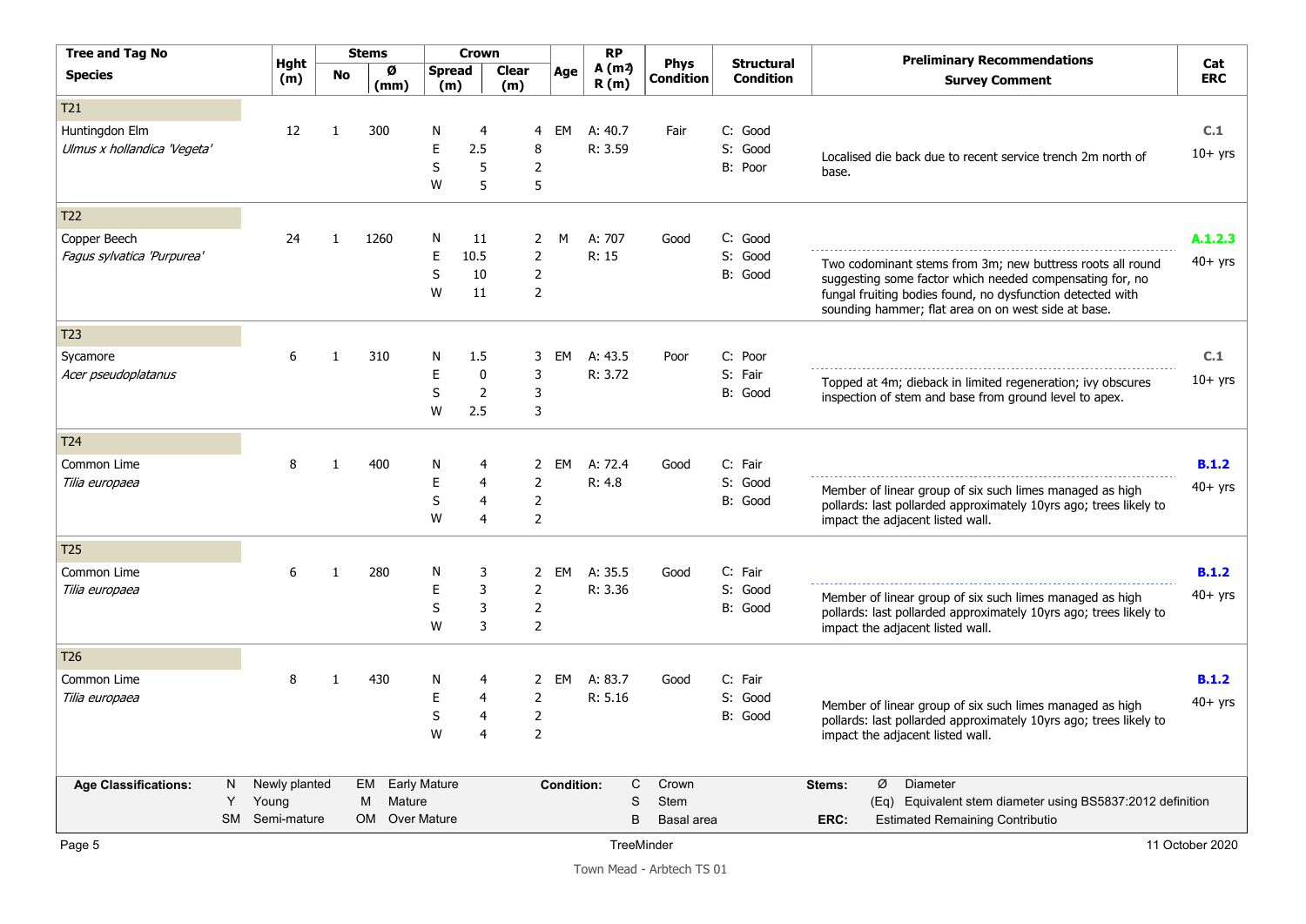| Tree and Tag No / Species | Hght (m) | Stems No | Stems Ø (mm) | Crown Spread (m) | Crown Clear (m) | Age | RP A (m²) R (m) | Phys Condition | Structural Condition | Preliminary Recommendations / Survey Comment | Cat ERC |
|---|---|---|---|---|---|---|---|---|---|---|---|
| **T21** | | | | | | | | | | | |
| Huntingdon Elm *Ulmus x hollandica 'Vegeta'* | 12 | 1 | 300 | N 4, E 2.5, S 5, W 5 | 4, 8, 2, 5 | EM | A: 40.7 R: 3.59 | Fair | C: Good S: Good B: Poor | Localised die back due to recent service trench 2m north of base. | C.1 10+ yrs |
| **T22** | | | | | | | | | | | |
| Copper Beech *Fagus sylvatica 'Purpurea'* | 24 | 1 | 1260 | N 11, E 10.5, S 10, W 11 | 2, 2, 2, 2 | M | A: 707 R: 15 | Good | C: Good S: Good B: Good | Two codominant stems from 3m; new buttress roots all round suggesting some factor which needed compensating for, no fungal fruiting bodies found, no dysfunction detected with sounding hammer; flat area on on west side at base. | A.1.2.3 40+ yrs |
| **T23** | | | | | | | | | | | |
| Sycamore *Acer pseudoplatanus* | 6 | 1 | 310 | N 1.5, E 0, S 2, W 2.5 | 3, 3, 3, 3 | EM | A: 43.5 R: 3.72 | Poor | C: Poor S: Fair B: Good | Topped at 4m; dieback in limited regeneration; ivy obscures inspection of stem and base from ground level to apex. | C.1 10+ yrs |
| **T24** | | | | | | | | | | | |
| Common Lime *Tilia europaea* | 8 | 1 | 400 | N 4, E 4, S 4, W 4 | 2, 2, 2, 2 | EM | A: 72.4 R: 4.8 | Good | C: Fair S: Good B: Good | Member of linear group of six such limes managed as high pollards: last pollarded approximately 10yrs ago; trees likely to impact the adjacent listed wall. | B.1.2 40+ yrs |
| **T25** | | | | | | | | | | | |
| Common Lime *Tilia europaea* | 6 | 1 | 280 | N 3, E 3, S 3, W 3 | 2, 2, 2, 2 | EM | A: 35.5 R: 3.36 | Good | C: Fair S: Good B: Good | Member of linear group of six such limes managed as high pollards: last pollarded approximately 10yrs ago; trees likely to impact the adjacent listed wall. | B.1.2 40+ yrs |
| **T26** | | | | | | | | | | | |
| Common Lime *Tilia europaea* | 8 | 1 | 430 | N 4, E 4, S 4, W 4 | 2, 2, 2, 2 | EM | A: 83.7 R: 5.16 | Good | C: Fair S: Good B: Good | Member of linear group of six such limes managed as high pollards: last pollarded approximately 10yrs ago; trees likely to impact the adjacent listed wall. | B.1.2 40+ yrs |

**Age Classifications:** N Newly planted, Y Young, SM Semi-mature, EM Early Mature, M Mature, OM Over Mature

**Condition:** C Crown, S Stem, B Basal area

**Stems:** Ø Diameter, (Eq) Equivalent stem diameter using BS5837:2012 definition

**ERC:** Estimated Remaining Contributio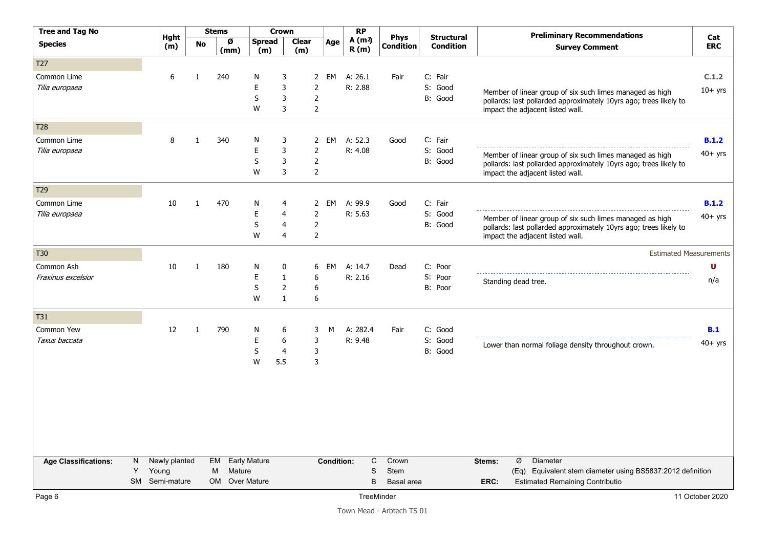| Tree and Tag No / Species | Hght (m) | Stems No | Stems Ø (mm) | Crown Spread (m) | | Crown Clear (m) | Age | RP A (m²) R (m) | Phys Condition | Structural Condition | Preliminary Recommendations / Survey Comment | Cat ERC |
|---|---|---|---|---|---|---|---|---|---|---|---|---|
| **T27** | | | | | | | | | | | | |
| Common Lime *Tilia europaea* | 6 | 1 | 240 | N E S W | 3 3 3 3 | 2 2 2 2 | EM | A: 26.1 R: 2.88 | Fair | C: Fair S: Good B: Good | Member of linear group of six such limes managed as high pollards: last pollarded approximately 10yrs ago; trees likely to impact the adjacent listed wall. | C.1.2 10+ yrs |
| **T28** | | | | | | | | | | | | |
| Common Lime *Tilia europaea* | 8 | 1 | 340 | N E S W | 3 3 3 3 | 2 2 2 2 | EM | A: 52.3 R: 4.08 | Good | C: Fair S: Good B: Good | Member of linear group of six such limes managed as high pollards: last pollarded approximately 10yrs ago; trees likely to impact the adjacent listed wall. | B.1.2 40+ yrs |
| **T29** | | | | | | | | | | | | |
| Common Lime *Tilia europaea* | 10 | 1 | 470 | N E S W | 4 4 4 4 | 2 2 2 2 | EM | A: 99.9 R: 5.63 | Good | C: Fair S: Good B: Good | Member of linear group of six such limes managed as high pollards: last pollarded approximately 10yrs ago; trees likely to impact the adjacent listed wall. | B.1.2 40+ yrs |
| **T30** | | | | | | | | | | | Estimated Measurements | |
| Common Ash *Fraxinus excelsior* | 10 | 1 | 180 | N E S W | 0 1 2 1 | 6 6 6 6 | EM | A: 14.7 R: 2.16 | Dead | C: Poor S: Poor B: Poor | Standing dead tree. | U n/a |
| **T31** | | | | | | | | | | | | |
| Common Yew *Taxus baccata* | 12 | 1 | 790 | N E S W | 6 6 4 5.5 | 3 3 3 3 | M | A: 282.4 R: 9.48 | Fair | C: Good S: Good B: Good | Lower than normal foliage density throughout crown. | B.1 40+ yrs |

**Age Classifications:** N Newly planted, Y Young, SM Semi-mature, EM Early Mature, M Mature, OM Over Mature

**Condition:** C Crown, S Stem, B Basal area

**Stems:** Ø Diameter, (Eq) Equivalent stem diameter using BS5837:2012 definition

**ERC:** Estimated Remaining Contributio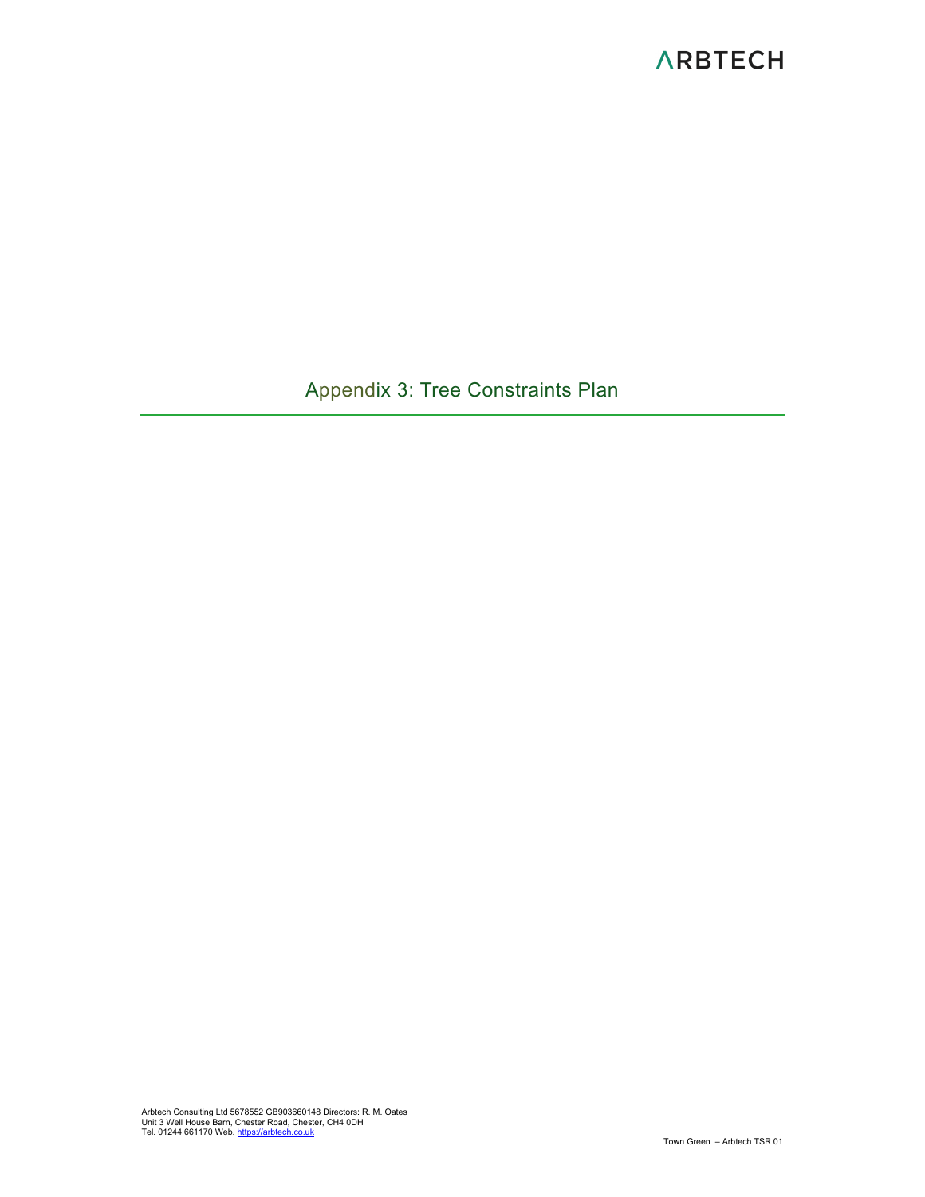# Appendix 3: Tree Constraints Plan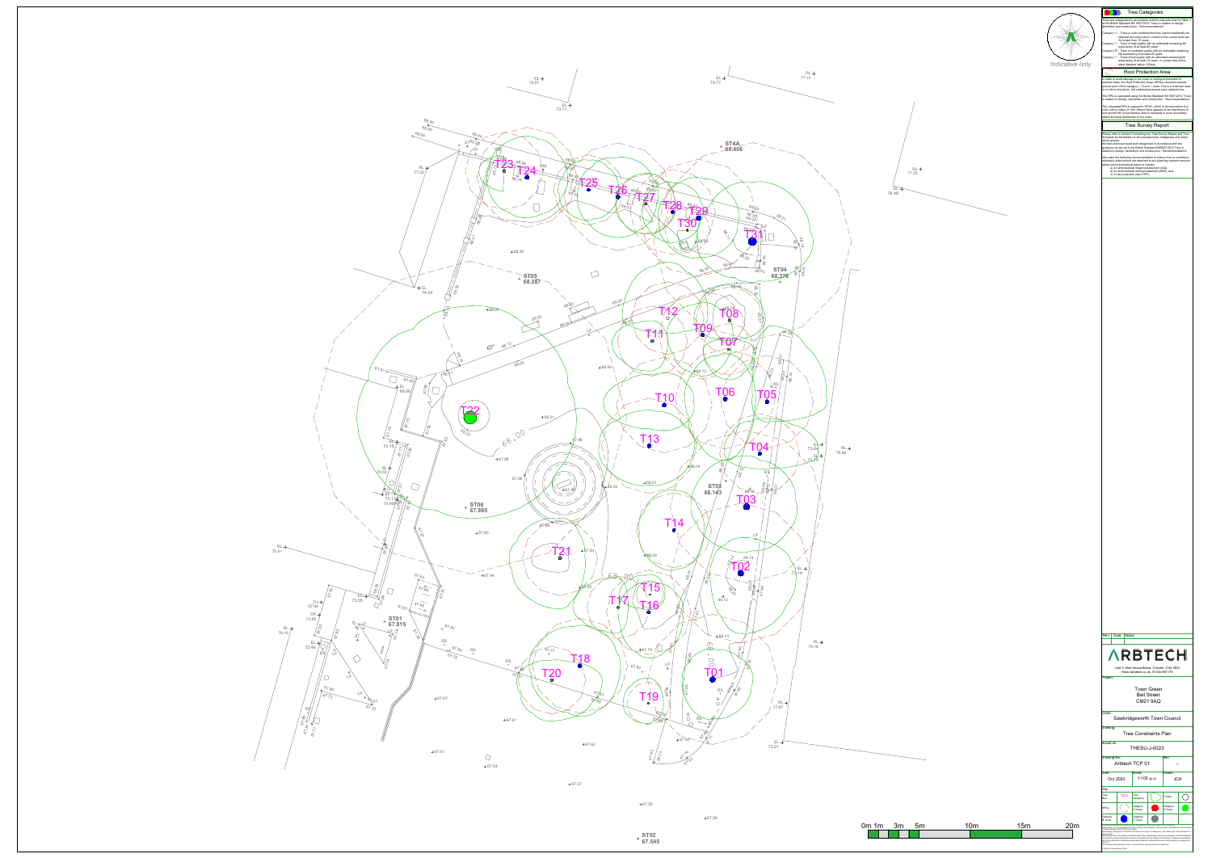## Tree Categories

Trees are categorised in accordance with the cascade chart in Table 1 of the British Standard BS 5837:2012 Trees in relation to design, demolition and construction - Recommendations.

Category U - Trees in such condition that they cannot realistically be retained as living trees in context of the current land use for longer than 10 years.

Category A - Trees of high quality with an estimated remaining life expectancy of at least 40 years.

Category B - Trees of moderate quality with an estimated remaining life expectancy of at least 20 years.

Category C - Trees of low quality with an estimated remaining life expectancy of at least 10 years, or young trees with a stem diameter below 150mm.

## Root Protection Area

In order to avoid damage to the roots or rooting environment of retained trees, the Root Protection Areas (RPAs) should be plotted around each of the category A, B and C trees. This is a minimum area in m² which should be left undisturbed around each retained tree.

The RPA is calculated using the British Standard BS 5837:2012 Trees in relation to design, demolition and construction - Recommendations.

The calculated RPA is capped to 707m², which is the equivalent to a circle with a radius of 15m. Where there appears to be restrictions to root growth the root protection area is reshaped to more accurately reflect the likely distribution of the roots.

## Tree Survey Report

Please refer to Arbtech Consulting Ltd. Tree Survey Report and Tree Schedule for full details on all surveyed trees, hedgerows and major shrub groups.

All trees were surveyed and categorised in accordance with the guidance as set out in the British Standard BS5837:2012 Trees in relation to design, demolition and construction - Recommendations.

We make the following recommendation to ensure that no conditions relating to arboriculture are attached to any planning consent secured, obtain arboricultural report to include:
a) An arboricultural impact assessment (AIA);
b) An arboricultural method statement (AMS); and
c) A tree protection plan (TPP).

Indicative only

Trees: T01, T02, T03, T04, T05, T06, T07, T08, T09, T10, T11, T12, T13, T14, T15, T16, T17, T18, T19, T20, T21, T22, T23, T24, T25, T26, T27, T28, T29, T30, T31

Scale bar: 0m 1m 3m 5m 10m 15m 20m

| Rev | Date | Notes |
|---|---|---|

**ARBTECH**

Unit 3, Well House Barns, Chester, CH4 0DH
https://arbtech.co.uk, 01244 661170

| | |
|---|---|
| Project: | Town Green, Bell Street, CM21 9AQ |
| Client: | Sawbridgeworth Town Council |
| Drawing: | Tree Constraints Plan |
| Based on: | THESU-J-0023 |
| Drawing No: | Arbtech TCP 01 |
| Rev: | -- |
| Date: | Oct 2020 |
| Scale: | 1:100 @ A1 |
| Drawn: | JCH |

Key:

| | | | | | |
|---|---|---|---|---|---|
| Tree No. | T01 | Tree Canopies | | Contour | |
| RPAs | | Category A Trees | | Category B Trees | |
| Category B Trees | | Category C Trees | | | |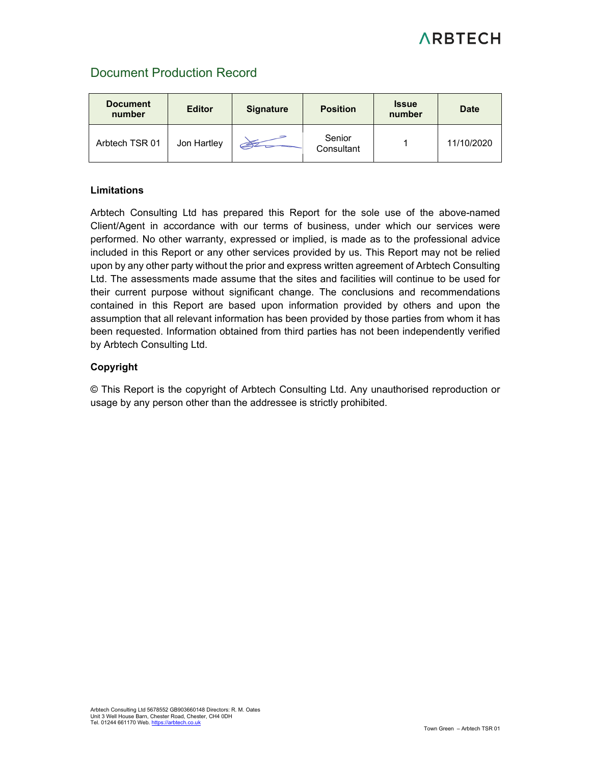## Document Production Record

| Document number | Editor | Signature | Position | Issue number | Date |
|---|---|---|---|---|---|
| Arbtech TSR 01 | Jon Hartley | | Senior Consultant | 1 | 11/10/2020 |

### Limitations

Arbtech Consulting Ltd has prepared this Report for the sole use of the above-named Client/Agent in accordance with our terms of business, under which our services were performed. No other warranty, expressed or implied, is made as to the professional advice included in this Report or any other services provided by us. This Report may not be relied upon by any other party without the prior and express written agreement of Arbtech Consulting Ltd. The assessments made assume that the sites and facilities will continue to be used for their current purpose without significant change. The conclusions and recommendations contained in this Report are based upon information provided by others and upon the assumption that all relevant information has been provided by those parties from whom it has been requested. Information obtained from third parties has not been independently verified by Arbtech Consulting Ltd.

### Copyright

© This Report is the copyright of Arbtech Consulting Ltd. Any unauthorised reproduction or usage by any person other than the addressee is strictly prohibited.